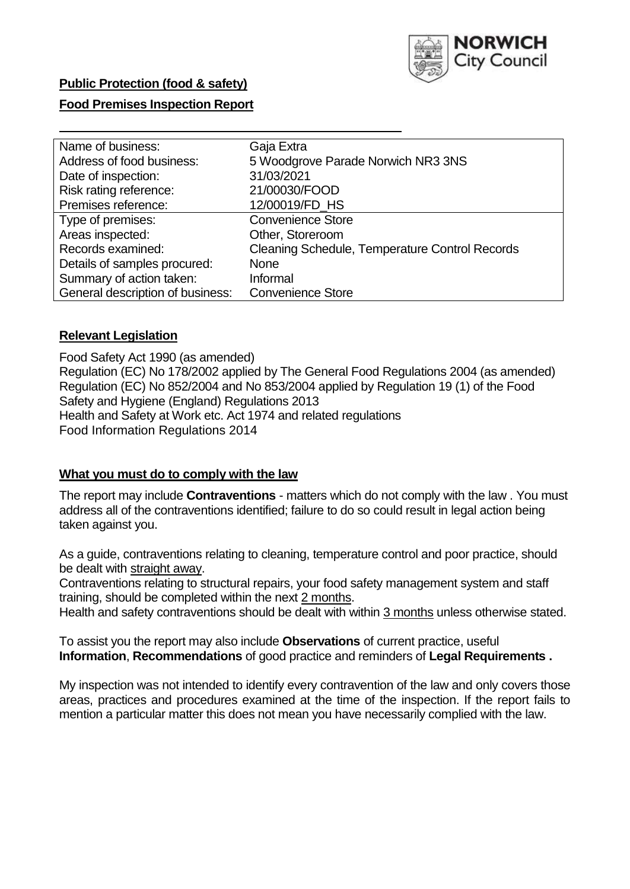**Public Protection (food & safety)**

**Food Premises Inspection Report**

| Name of business: | Gaja Extra |
|---|---|
| Address of food business: | 5 Woodgrove Parade Norwich NR3 3NS |
| Date of inspection: | 31/03/2021 |
| Risk rating reference: | 21/00030/FOOD |
| Premises reference: | 12/00019/FD_HS |
| Type of premises: | Convenience Store |
| Areas inspected: | Other, Storeroom |
| Records examined: | Cleaning Schedule, Temperature Control Records |
| Details of samples procured: | None |
| Summary of action taken: | Informal |
| General description of business: | Convenience Store |

**Relevant Legislation**

Food Safety Act 1990 (as amended)
Regulation (EC) No 178/2002 applied by The General Food Regulations 2004 (as amended)
Regulation (EC) No 852/2004 and No 853/2004 applied by Regulation 19 (1) of the Food Safety and Hygiene (England) Regulations 2013
Health and Safety at Work etc. Act 1974 and related regulations
Food Information Regulations 2014

**What you must do to comply with the law**

The report may include **Contraventions** - matters which do not comply with the law . You must address all of the contraventions identified; failure to do so could result in legal action being taken against you.

As a guide, contraventions relating to cleaning, temperature control and poor practice, should be dealt with straight away.

Contraventions relating to structural repairs, your food safety management system and staff training, should be completed within the next 2 months.

Health and safety contraventions should be dealt with within 3 months unless otherwise stated.

To assist you the report may also include **Observations** of current practice, useful **Information**, **Recommendations** of good practice and reminders of **Legal Requirements .**

My inspection was not intended to identify every contravention of the law and only covers those areas, practices and procedures examined at the time of the inspection. If the report fails to mention a particular matter this does not mean you have necessarily complied with the law.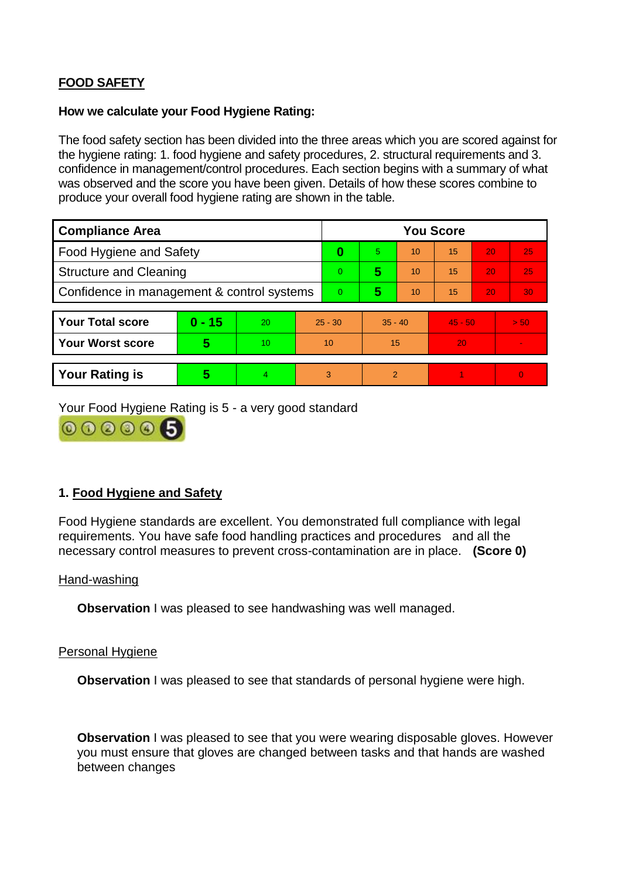**FOOD SAFETY**

**How we calculate your Food Hygiene Rating:**

The food safety section has been divided into the three areas which you are scored against for the hygiene rating: 1. food hygiene and safety procedures, 2. structural requirements and 3. confidence in management/control procedures. Each section begins with a summary of what was observed and the score you have been given. Details of how these scores combine to produce your overall food hygiene rating are shown in the table.

| Compliance Area | You Score | | | | | |
|---|---|---|---|---|---|---|
| Food Hygiene and Safety | **0** | 5 | 10 | 15 | 20 | 25 |
| Structure and Cleaning | 0 | **5** | 10 | 15 | 20 | 25 |
| Confidence in management & control systems | 0 | **5** | 10 | 15 | 20 | 30 |

| | | | | | | |
|---|---|---|---|---|---|---|
| **Your Total score** | **0 - 15** | 20 | 25 - 30 | 35 - 40 | 45 - 50 | > 50 |
| **Your Worst score** | **5** | 10 | 10 | 15 | 20 | - |
| **Your Rating is** | **5** | 4 | 3 | 2 | 1 | 0 |

Your Food Hygiene Rating is 5 - a very good standard

## 1. Food Hygiene and Safety

Food Hygiene standards are excellent. You demonstrated full compliance with legal requirements. You have safe food handling practices and procedures and all the necessary control measures to prevent cross-contamination are in place. **(Score 0)**

Hand-washing

**Observation** I was pleased to see handwashing was well managed.

Personal Hygiene

**Observation** I was pleased to see that standards of personal hygiene were high.

**Observation** I was pleased to see that you were wearing disposable gloves. However you must ensure that gloves are changed between tasks and that hands are washed between changes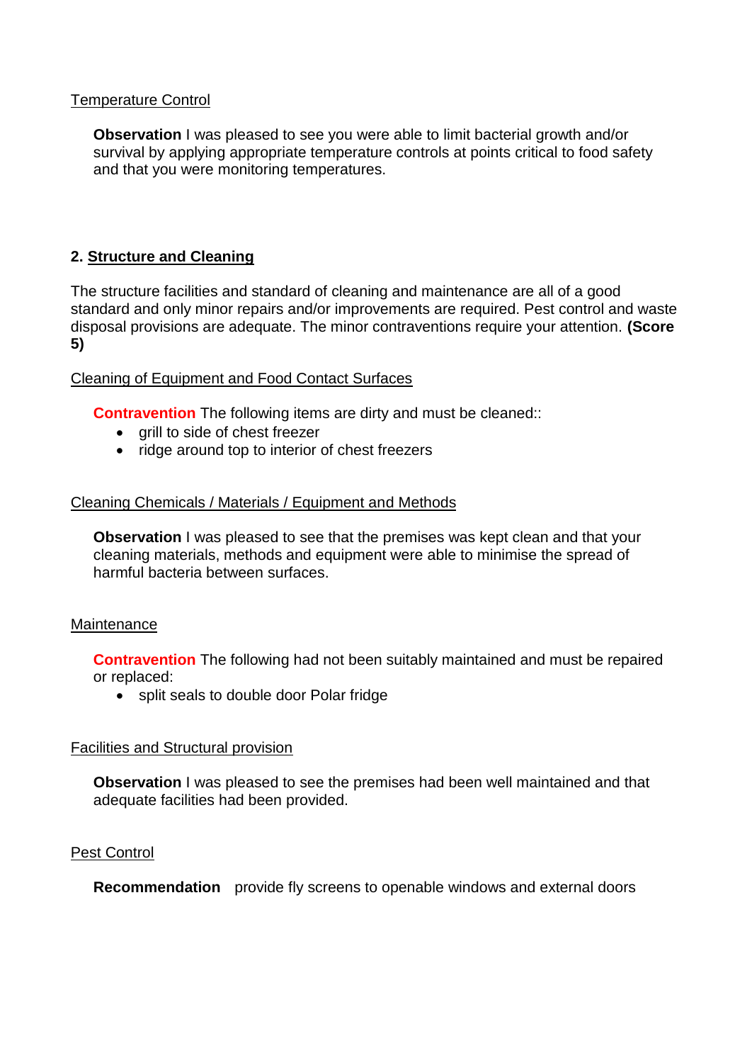Temperature Control

**Observation** I was pleased to see you were able to limit bacterial growth and/or survival by applying appropriate temperature controls at points critical to food safety and that you were monitoring temperatures.

## 2. Structure and Cleaning

The structure facilities and standard of cleaning and maintenance are all of a good standard and only minor repairs and/or improvements are required. Pest control and waste disposal provisions are adequate. The minor contraventions require your attention. **(Score 5)**

Cleaning of Equipment and Food Contact Surfaces

**Contravention** The following items are dirty and must be cleaned::

- grill to side of chest freezer
- ridge around top to interior of chest freezers

Cleaning Chemicals / Materials / Equipment and Methods

**Observation** I was pleased to see that the premises was kept clean and that your cleaning materials, methods and equipment were able to minimise the spread of harmful bacteria between surfaces.

Maintenance

**Contravention** The following had not been suitably maintained and must be repaired or replaced:

- split seals to double door Polar fridge

Facilities and Structural provision

**Observation** I was pleased to see the premises had been well maintained and that adequate facilities had been provided.

Pest Control

**Recommendation** provide fly screens to openable windows and external doors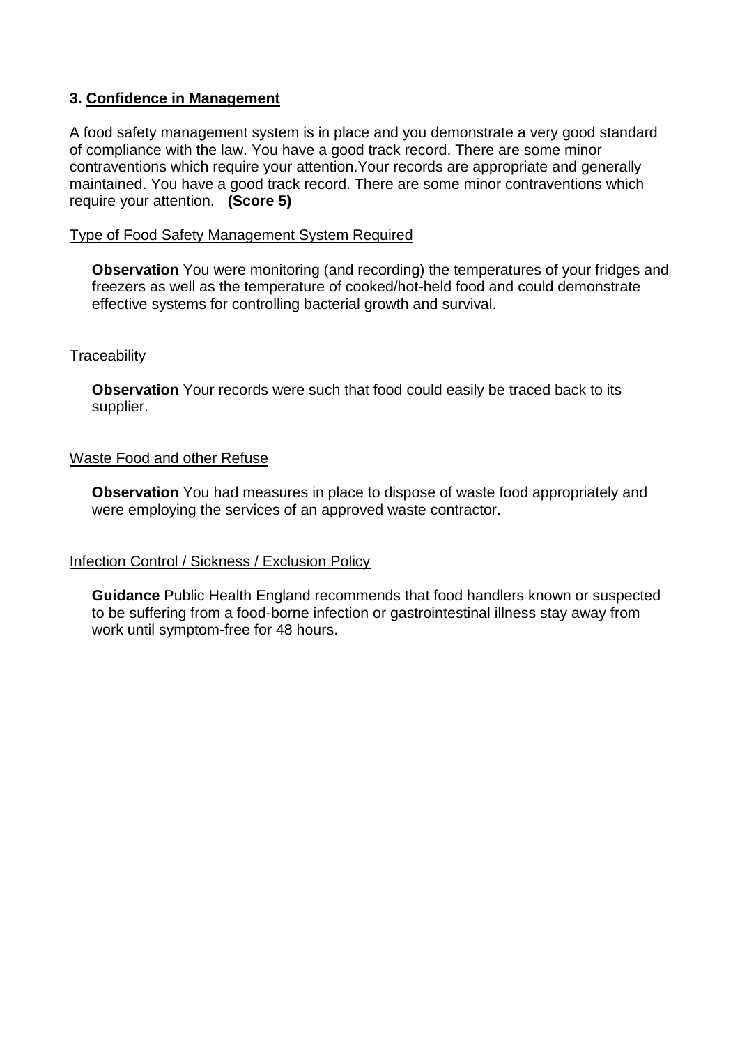### 3. Confidence in Management

A food safety management system is in place and you demonstrate a very good standard of compliance with the law. You have a good track record. There are some minor contraventions which require your attention.Your records are appropriate and generally maintained. You have a good track record. There are some minor contraventions which require your attention. **(Score 5)**

Type of Food Safety Management System Required

**Observation** You were monitoring (and recording) the temperatures of your fridges and freezers as well as the temperature of cooked/hot-held food and could demonstrate effective systems for controlling bacterial growth and survival.

Traceability

**Observation** Your records were such that food could easily be traced back to its supplier.

Waste Food and other Refuse

**Observation** You had measures in place to dispose of waste food appropriately and were employing the services of an approved waste contractor.

Infection Control / Sickness / Exclusion Policy

**Guidance** Public Health England recommends that food handlers known or suspected to be suffering from a food-borne infection or gastrointestinal illness stay away from work until symptom-free for 48 hours.